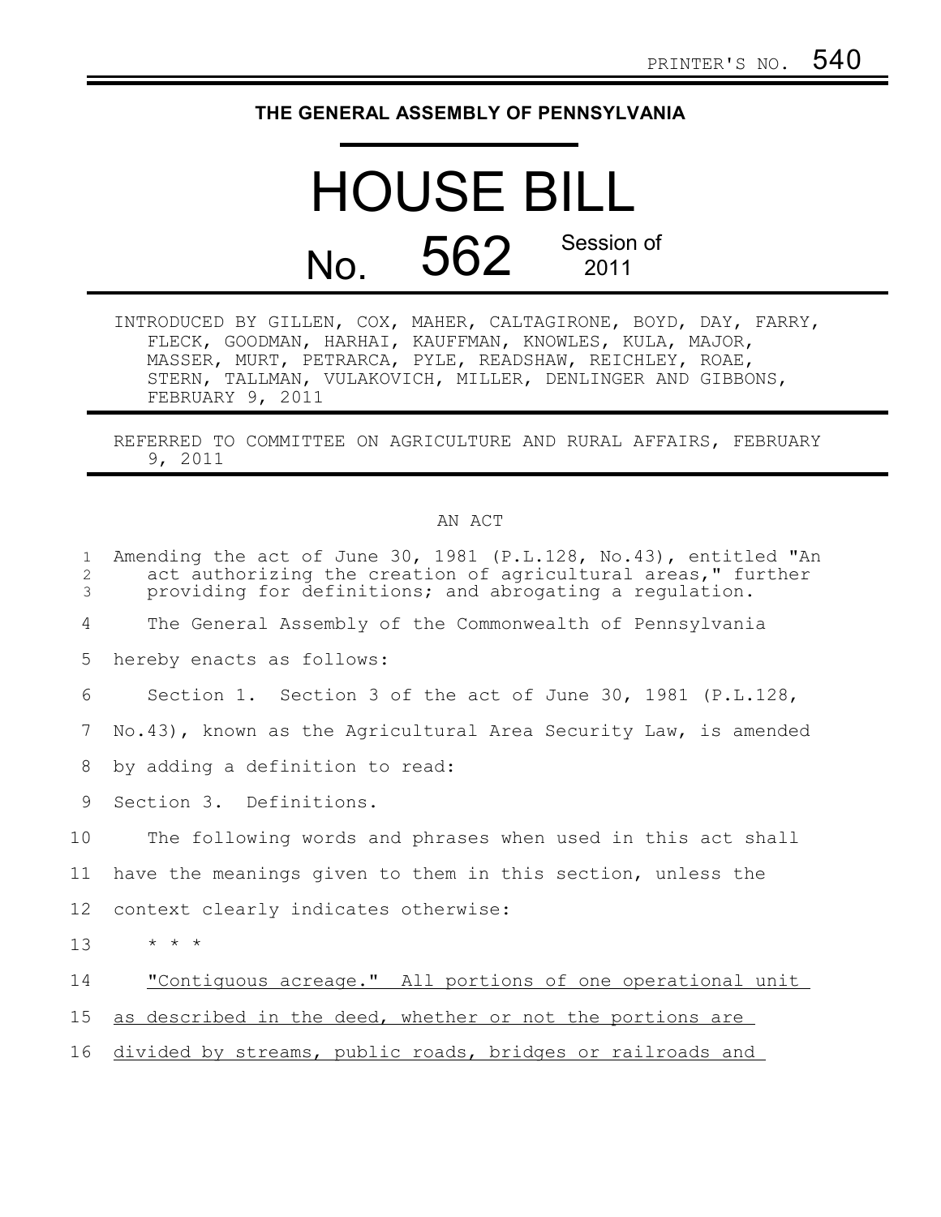PRINTER'S NO. 540

**THE GENERAL ASSEMBLY OF PENNSYLVANIA**

# HOUSE BILL

## No. 562 Session of 2011

INTRODUCED BY GILLEN, COX, MAHER, CALTAGIRONE, BOYD, DAY, FARRY, FLECK, GOODMAN, HARHAI, KAUFFMAN, KNOWLES, KULA, MAJOR, MASSER, MURT, PETRARCA, PYLE, READSHAW, REICHLEY, ROAE, STERN, TALLMAN, VULAKOVICH, MILLER, DENLINGER AND GIBBONS, FEBRUARY 9, 2011

REFERRED TO COMMITTEE ON AGRICULTURE AND RURAL AFFAIRS, FEBRUARY 9, 2011

AN ACT

Amending the act of June 30, 1981 (P.L.128, No.43), entitled "An act authorizing the creation of agricultural areas," further providing for definitions; and abrogating a regulation.

The General Assembly of the Commonwealth of Pennsylvania hereby enacts as follows:

Section 1. Section 3 of the act of June 30, 1981 (P.L.128, No.43), known as the Agricultural Area Security Law, is amended by adding a definition to read:

Section 3. Definitions.

The following words and phrases when used in this act shall have the meanings given to them in this section, unless the context clearly indicates otherwise:

* * *

<u>"Contiguous acreage." All portions of one operational unit as described in the deed, whether or not the portions are divided by streams, public roads, bridges or railroads and</u>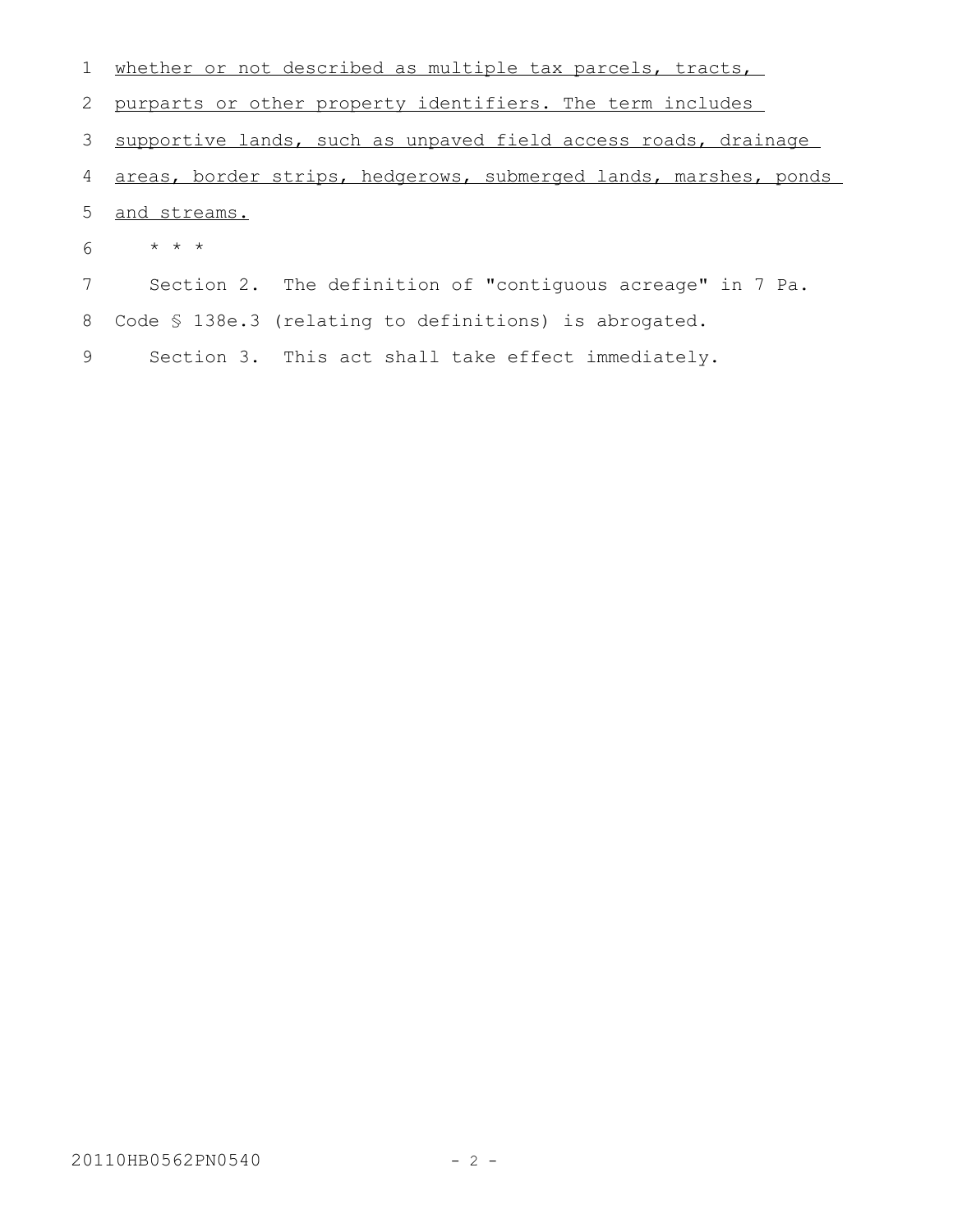whether or not described as multiple tax parcels, tracts, purparts or other property identifiers. The term includes supportive lands, such as unpaved field access roads, drainage areas, border strips, hedgerows, submerged lands, marshes, ponds and streams.

\* \* \*

Section 2. The definition of "contiguous acreage" in 7 Pa. Code § 138e.3 (relating to definitions) is abrogated.

Section 3. This act shall take effect immediately.